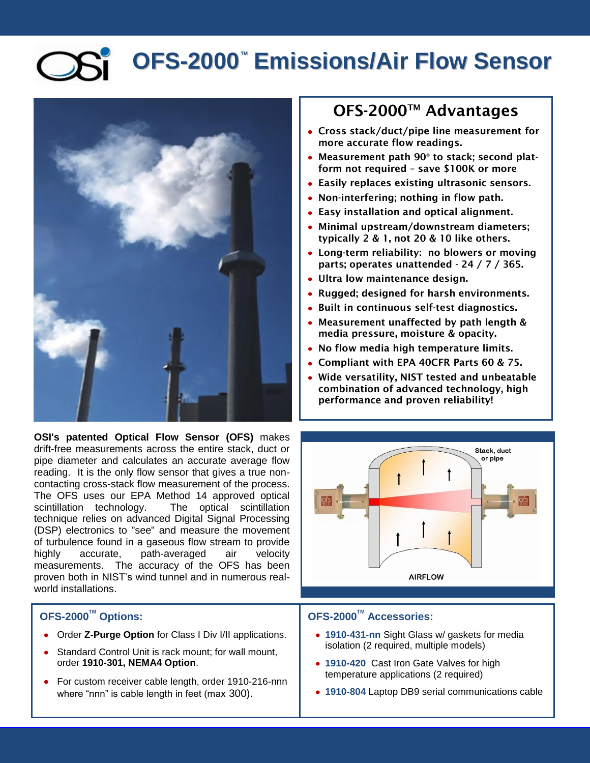# OFS-2000™ Emissions/Air Flow Sensor

## OFS-2000™ Advantages

- Cross stack/duct/pipe line measurement for more accurate flow readings.
- Measurement path 90° to stack; second platform not required – save $100K or more
- Easily replaces existing ultrasonic sensors.
- Non-interfering; nothing in flow path.
- Easy installation and optical alignment.
- Minimal upstream/downstream diameters; typically 2 & 1, not 20 & 10 like others.
- Long-term reliability: no blowers or moving parts; operates unattended - 24 / 7 / 365.
- Ultra low maintenance design.
- Rugged; designed for harsh environments.
- Built in continuous self-test diagnostics.
- Measurement unaffected by path length & media pressure, moisture & opacity.
- No flow media high temperature limits.
- Compliant with EPA 40CFR Parts 60 & 75.
- Wide versatility, NIST tested and unbeatable combination of advanced technology, high performance and proven reliability!

**OSI's patented Optical Flow Sensor (OFS)** makes drift-free measurements across the entire stack, duct or pipe diameter and calculates an accurate average flow reading. It is the only flow sensor that gives a true non-contacting cross-stack flow measurement of the process. The OFS uses our EPA Method 14 approved optical scintillation technology. The optical scintillation technique relies on advanced Digital Signal Processing (DSP) electronics to "see" and measure the movement of turbulence found in a gaseous flow stream to provide highly accurate, path-averaged air velocity measurements. The accuracy of the OFS has been proven both in NIST's wind tunnel and in numerous real-world installations.

Stack, duct or pipe

AIRFLOW

## OFS-2000™ Options:

- Order **Z-Purge Option** for Class I Div I/II applications.
- Standard Control Unit is rack mount; for wall mount, order **1910-301, NEMA4 Option**.
- For custom receiver cable length, order 1910-216-nnn where "nnn" is cable length in feet (max 300).

## OFS-2000™ Accessories:

- **1910-431-nn** Sight Glass w/ gaskets for media isolation (2 required, multiple models)
- **1910-420** Cast Iron Gate Valves for high temperature applications (2 required)
- **1910-804** Laptop DB9 serial communications cable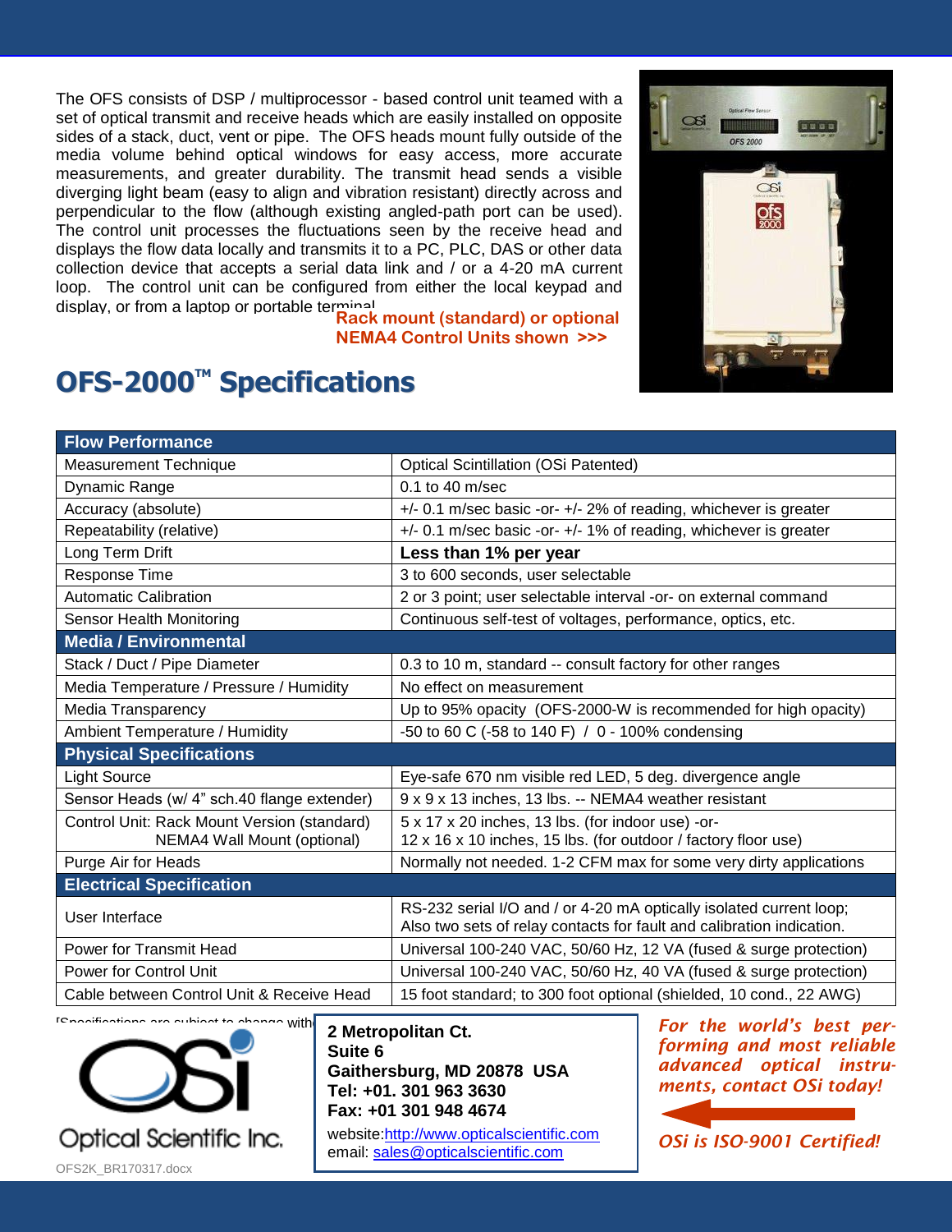The OFS consists of DSP / multiprocessor - based control unit teamed with a set of optical transmit and receive heads which are easily installed on opposite sides of a stack, duct, vent or pipe. The OFS heads mount fully outside of the media volume behind optical windows for easy access, more accurate measurements, and greater durability. The transmit head sends a visible diverging light beam (easy to align and vibration resistant) directly across and perpendicular to the flow (although existing angled-path port can be used). The control unit processes the fluctuations seen by the receive head and displays the flow data locally and transmits it to a PC, PLC, DAS or other data collection device that accepts a serial data link and / or a 4-20 mA current loop. The control unit can be configured from either the local keypad and display, or from a laptop or portable terminal.

**Rack mount (standard) or optional NEMA4 Control Units shown >>>**

# OFS-2000™ Specifications

| | |
|---|---|
| **Flow Performance** | |
| Measurement Technique | Optical Scintillation (OSi Patented) |
| Dynamic Range | 0.1 to 40 m/sec |
| Accuracy (absolute) | +/- 0.1 m/sec basic -or- +/- 2% of reading, whichever is greater |
| Repeatability (relative) | +/- 0.1 m/sec basic -or- +/- 1% of reading, whichever is greater |
| Long Term Drift | **Less than 1% per year** |
| Response Time | 3 to 600 seconds, user selectable |
| Automatic Calibration | 2 or 3 point; user selectable interval -or- on external command |
| Sensor Health Monitoring | Continuous self-test of voltages, performance, optics, etc. |
| **Media / Environmental** | |
| Stack / Duct / Pipe Diameter | 0.3 to 10 m, standard -- consult factory for other ranges |
| Media Temperature / Pressure / Humidity | No effect on measurement |
| Media Transparency | Up to 95% opacity (OFS-2000-W is recommended for high opacity) |
| Ambient Temperature / Humidity | -50 to 60 C (-58 to 140 F) / 0 - 100% condensing |
| **Physical Specifications** | |
| Light Source | Eye-safe 670 nm visible red LED, 5 deg. divergence angle |
| Sensor Heads (w/ 4" sch.40 flange extender) | 9 x 9 x 13 inches, 13 lbs. -- NEMA4 weather resistant |
| Control Unit: Rack Mount Version (standard) NEMA4 Wall Mount (optional) | 5 x 17 x 20 inches, 13 lbs. (for indoor use) -or- 12 x 16 x 10 inches, 15 lbs. (for outdoor / factory floor use) |
| Purge Air for Heads | Normally not needed. 1-2 CFM max for some very dirty applications |
| **Electrical Specification** | |
| User Interface | RS-232 serial I/O and / or 4-20 mA optically isolated current loop; Also two sets of relay contacts for fault and calibration indication. |
| Power for Transmit Head | Universal 100-240 VAC, 50/60 Hz, 12 VA (fused & surge protection) |
| Power for Control Unit | Universal 100-240 VAC, 50/60 Hz, 40 VA (fused & surge protection) |
| Cable between Control Unit & Receive Head | 15 foot standard; to 300 foot optional (shielded, 10 cond., 22 AWG) |

[Specifications are subject to change without notice]

Optical Scientific Inc.

**2 Metropolitan Ct.**
**Suite 6**
**Gaithersburg, MD 20878 USA**
**Tel: +01. 301 963 3630**
**Fax: +01 301 948 4674**

website: http://www.opticalscientific.com
email: sales@opticalscientific.com

***For the world's best performing and most reliable advanced optical instruments, contact OSi today!***

***OSi is ISO-9001 Certified!***

OFS2K_BR170317.docx